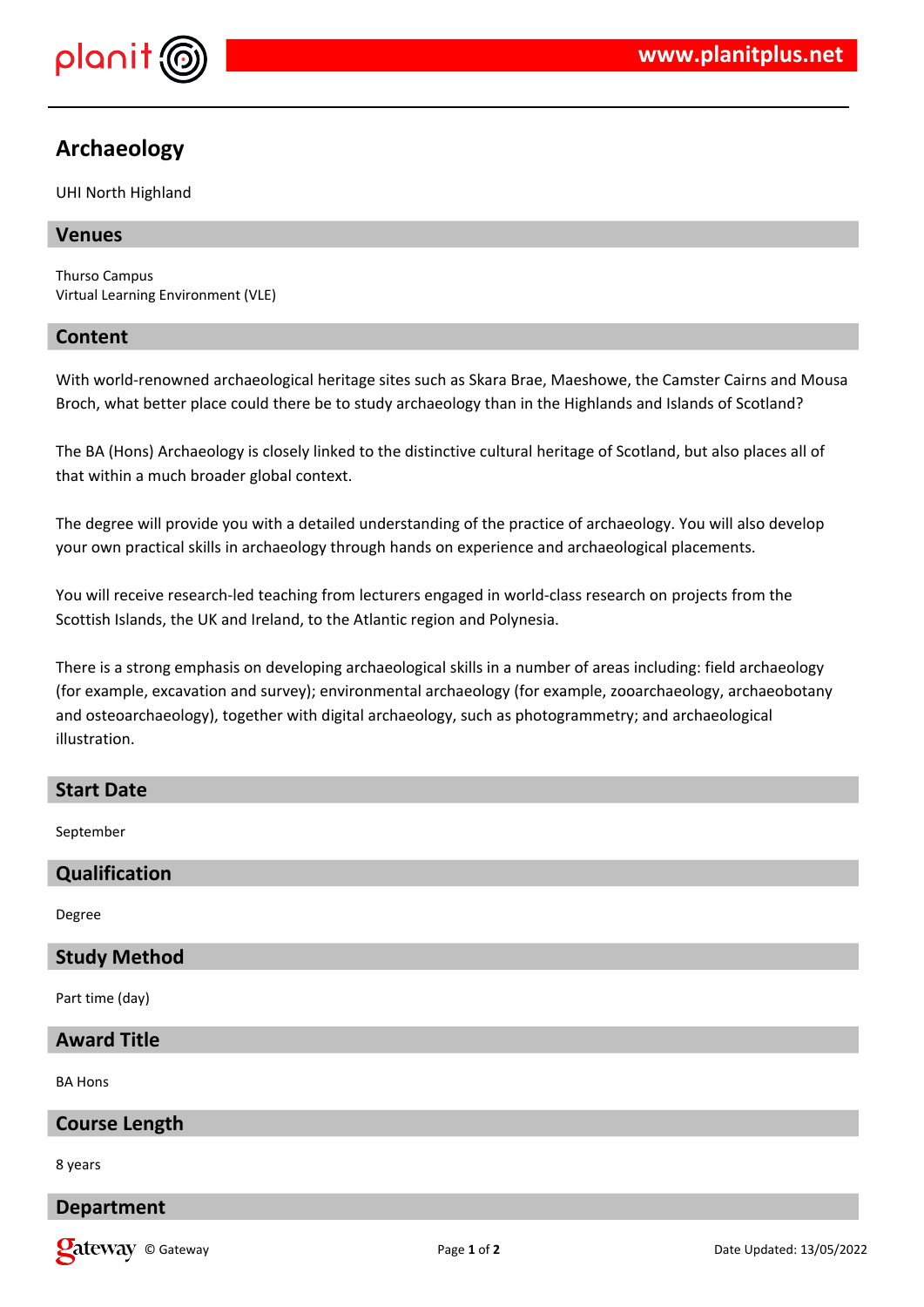# Archaeology

UHI North Highland

## Venues

Thurso Campus
Virtual Learning Environment (VLE)

## Content

With world-renowned archaeological heritage sites such as Skara Brae, Maeshowe, the Camster Cairns and Mousa Broch, what better place could there be to study archaeology than in the Highlands and Islands of Scotland?

The BA (Hons) Archaeology is closely linked to the distinctive cultural heritage of Scotland, but also places all of that within a much broader global context.

The degree will provide you with a detailed understanding of the practice of archaeology. You will also develop your own practical skills in archaeology through hands on experience and archaeological placements.

You will receive research-led teaching from lecturers engaged in world-class research on projects from the Scottish Islands, the UK and Ireland, to the Atlantic region and Polynesia.

There is a strong emphasis on developing archaeological skills in a number of areas including: field archaeology (for example, excavation and survey); environmental archaeology (for example, zooarchaeology, archaeobotany and osteoarchaeology), together with digital archaeology, such as photogrammetry; and archaeological illustration.

## Start Date

September

## Qualification

Degree

## Study Method

Part time (day)

## Award Title

BA Hons

## Course Length

8 years

## Department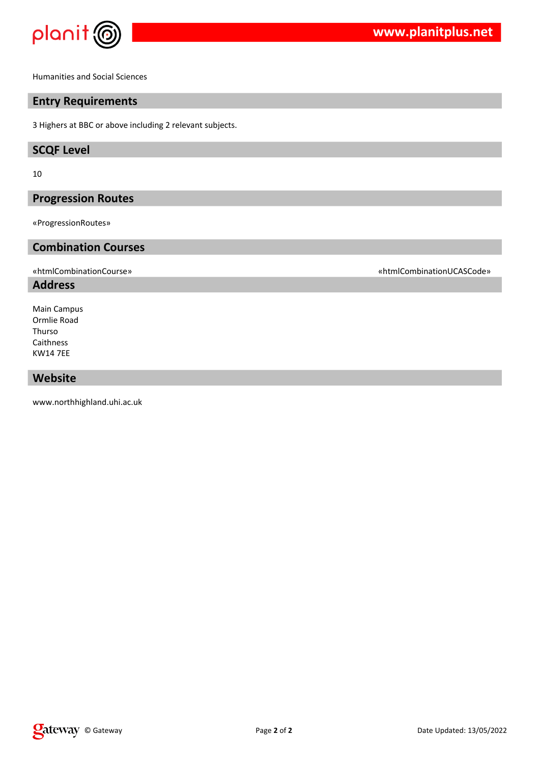Humanities and Social Sciences

## Entry Requirements

3 Highers at BBC or above including 2 relevant subjects.

## SCQF Level

10

## Progression Routes

«ProgressionRoutes»

## Combination Courses

«htmlCombinationCourse» «htmlCombinationUCASCode»

## Address

Main Campus
Ormlie Road
Thurso
Caithness
KW14 7EE

## Website

www.northhighland.uhi.ac.uk